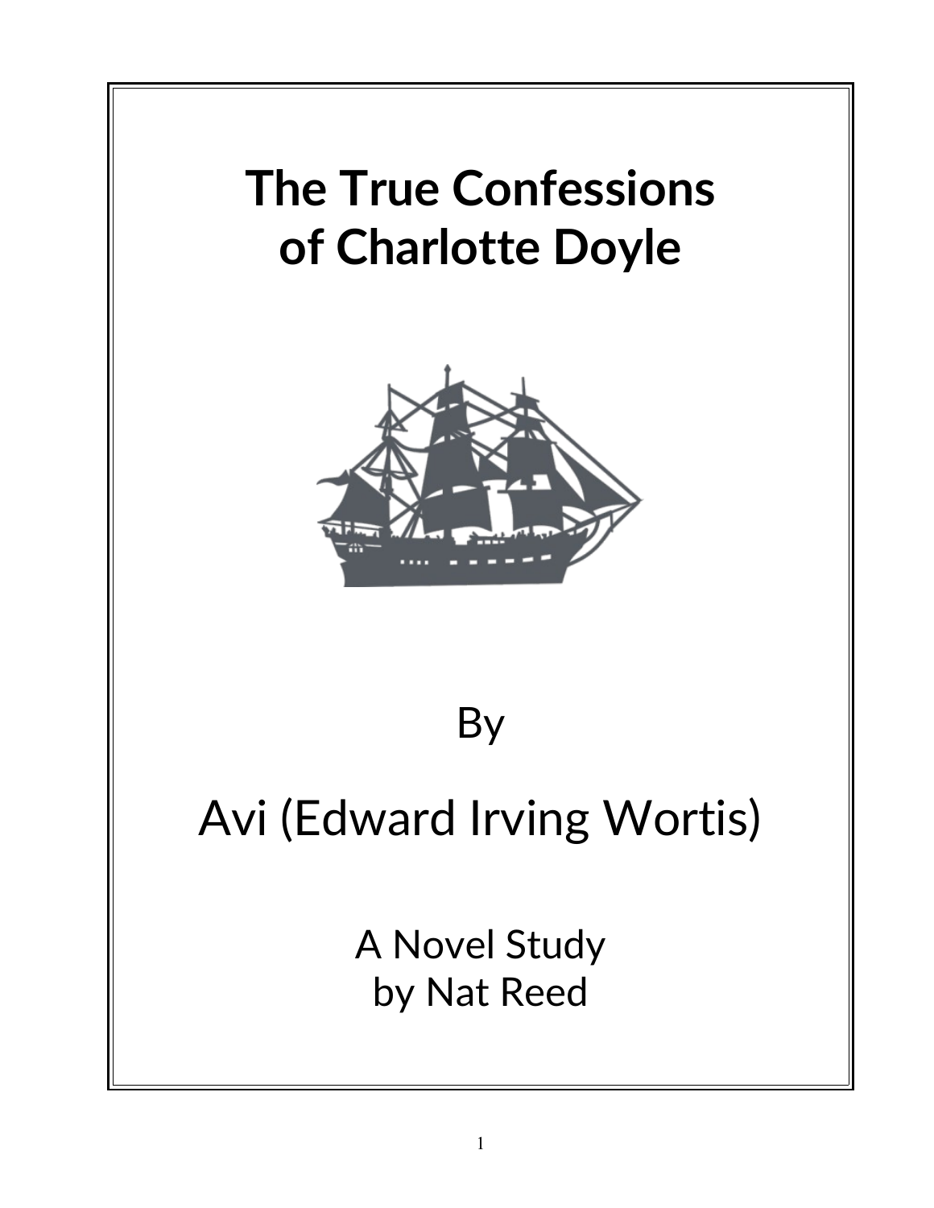# The True Confessions of Charlotte Doyle

By

Avi (Edward Irving Wortis)

A Novel Study
by Nat Reed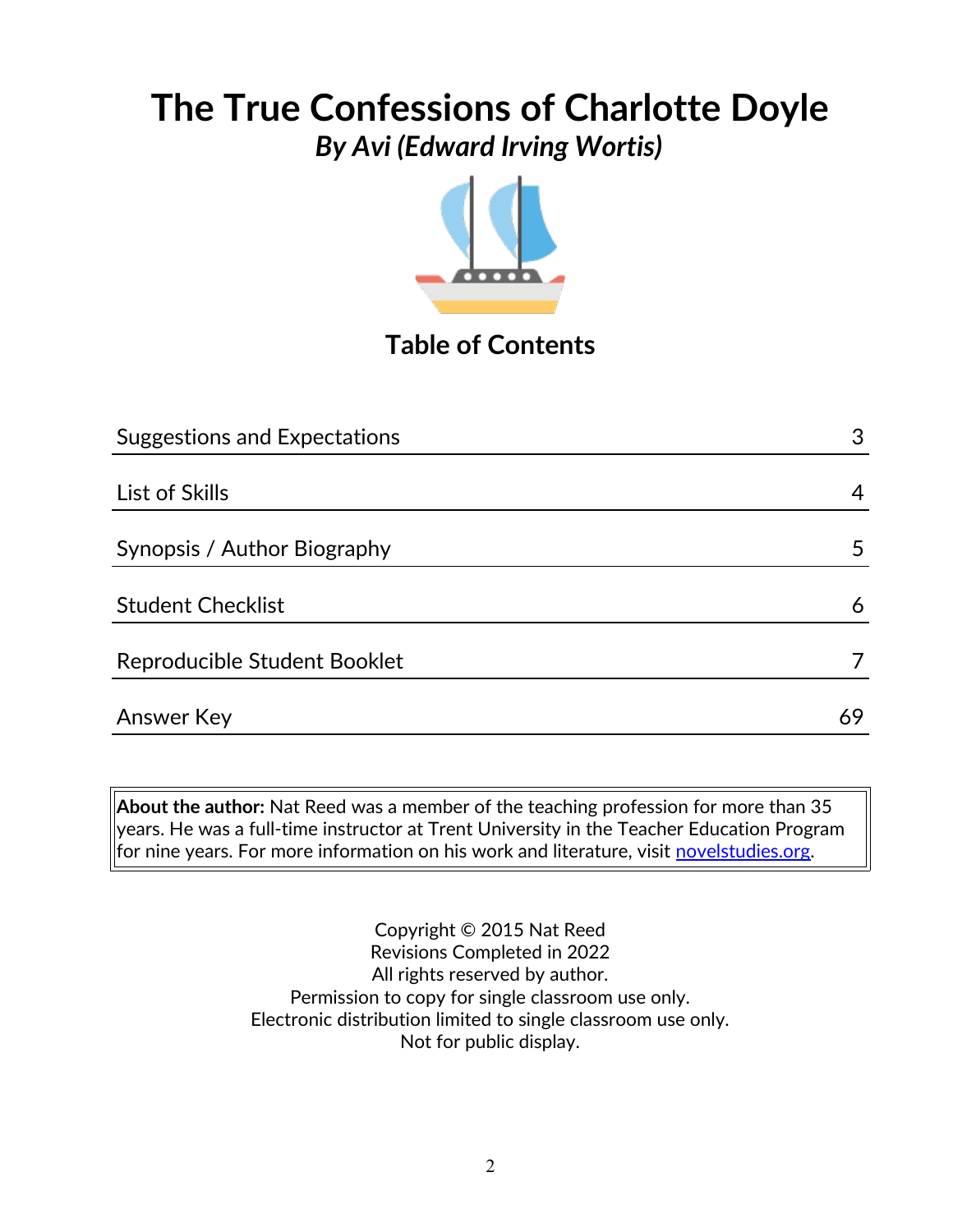# The True Confessions of Charlotte Doyle

## *By Avi (Edward Irving Wortis)*

## Table of Contents

| | |
|---|---|
| Suggestions and Expectations | 3 |
| List of Skills | 4 |
| Synopsis / Author Biography | 5 |
| Student Checklist | 6 |
| Reproducible Student Booklet | 7 |
| Answer Key | 69 |

**About the author:** Nat Reed was a member of the teaching profession for more than 35 years. He was a full-time instructor at Trent University in the Teacher Education Program for nine years. For more information on his work and literature, visit [novelstudies.org](novelstudies.org).

Copyright © 2015 Nat Reed
Revisions Completed in 2022
All rights reserved by author.
Permission to copy for single classroom use only.
Electronic distribution limited to single classroom use only.
Not for public display.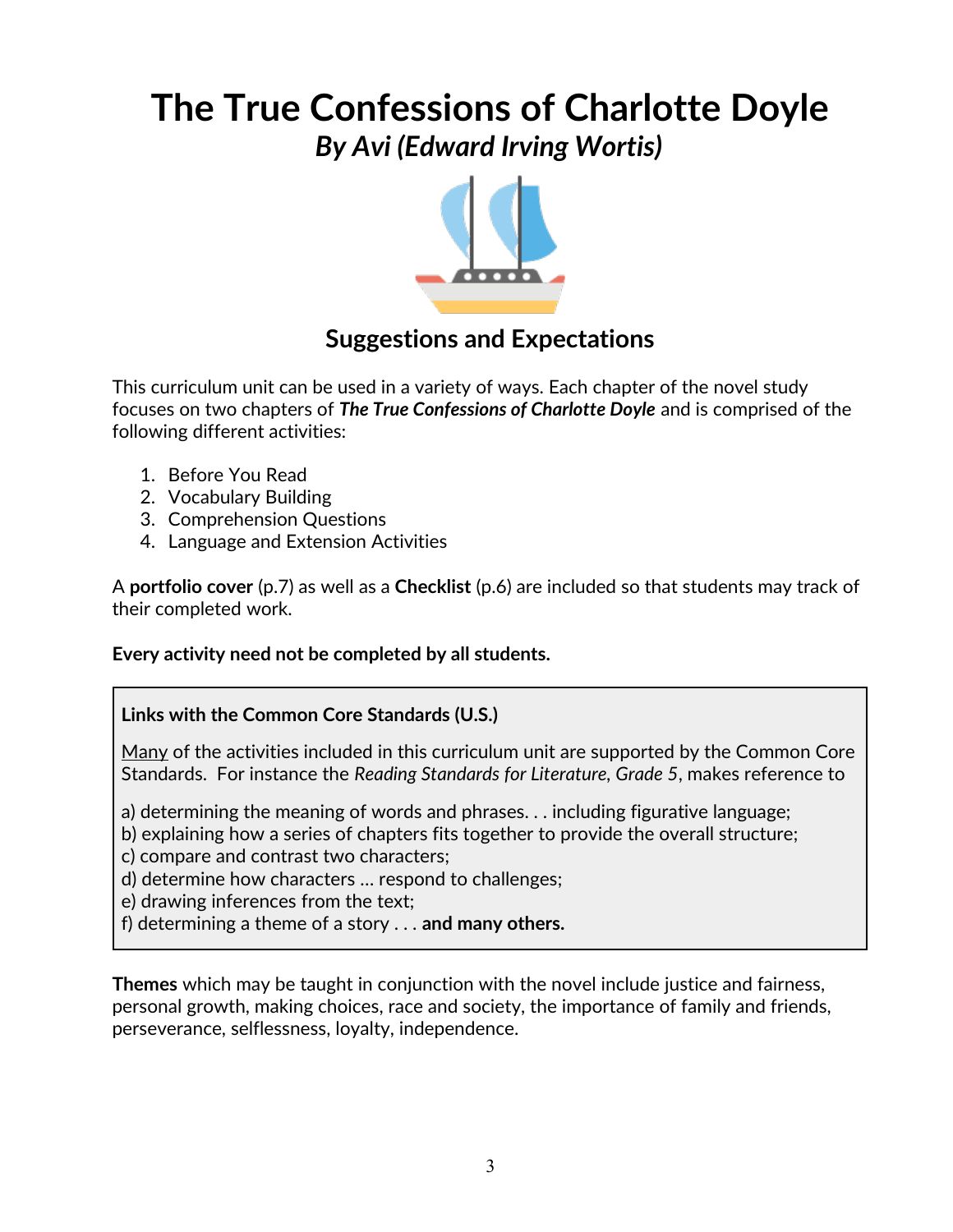# The True Confessions of Charlotte Doyle

## *By Avi (Edward Irving Wortis)*

### Suggestions and Expectations

This curriculum unit can be used in a variety of ways. Each chapter of the novel study focuses on two chapters of ***The True Confessions of Charlotte Doyle*** and is comprised of the following different activities:

1. Before You Read
2. Vocabulary Building
3. Comprehension Questions
4. Language and Extension Activities

A **portfolio cover** (p.7) as well as a **Checklist** (p.6) are included so that students may track of their completed work.

**Every activity need not be completed by all students.**

**Links with the Common Core Standards (U.S.)**

Many of the activities included in this curriculum unit are supported by the Common Core Standards. For instance the *Reading Standards for Literature, Grade 5*, makes reference to

a) determining the meaning of words and phrases. . . including figurative language;
b) explaining how a series of chapters fits together to provide the overall structure;
c) compare and contrast two characters;
d) determine how characters … respond to challenges;
e) drawing inferences from the text;
f) determining a theme of a story . . . **and many others.**

**Themes** which may be taught in conjunction with the novel include justice and fairness, personal growth, making choices, race and society, the importance of family and friends, perseverance, selflessness, loyalty, independence.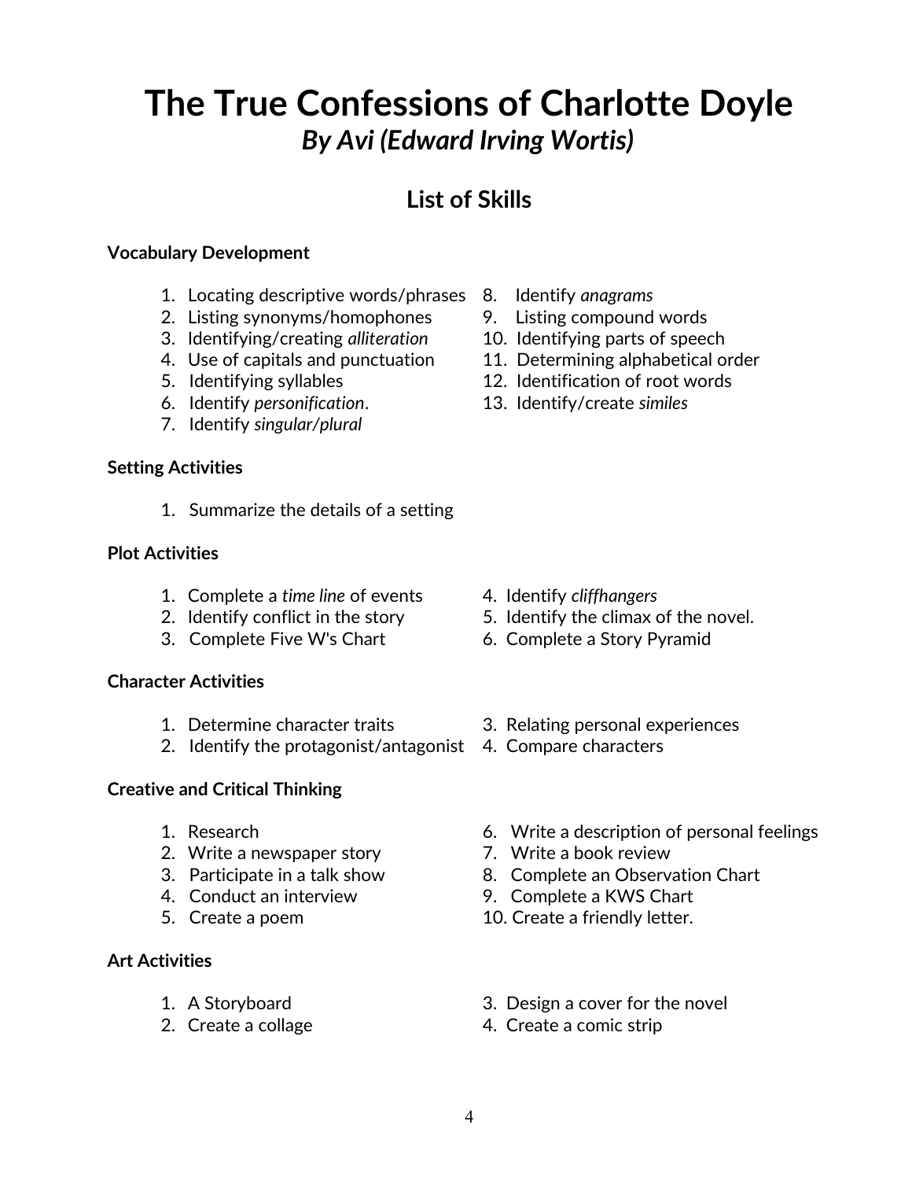# The True Confessions of Charlotte Doyle

## *By Avi (Edward Irving Wortis)*

## List of Skills

**Vocabulary Development**

1. Locating descriptive words/phrases
2. Listing synonyms/homophones
3. Identifying/creating *alliteration*
4. Use of capitals and punctuation
5. Identifying syllables
6. Identify *personification*.
7. Identify *singular/plural*
8. Identify *anagrams*
9. Listing compound words
10. Identifying parts of speech
11. Determining alphabetical order
12. Identification of root words
13. Identify/create *similes*

**Setting Activities**

1. Summarize the details of a setting

**Plot Activities**

1. Complete a *time line* of events
2. Identify conflict in the story
3. Complete Five W's Chart
4. Identify *cliffhangers*
5. Identify the climax of the novel.
6. Complete a Story Pyramid

**Character Activities**

1. Determine character traits
2. Identify the protagonist/antagonist
3. Relating personal experiences
4. Compare characters

**Creative and Critical Thinking**

1. Research
2. Write a newspaper story
3. Participate in a talk show
4. Conduct an interview
5. Create a poem
6. Write a description of personal feelings
7. Write a book review
8. Complete an Observation Chart
9. Complete a KWS Chart
10. Create a friendly letter.

**Art Activities**

1. A Storyboard
2. Create a collage
3. Design a cover for the novel
4. Create a comic strip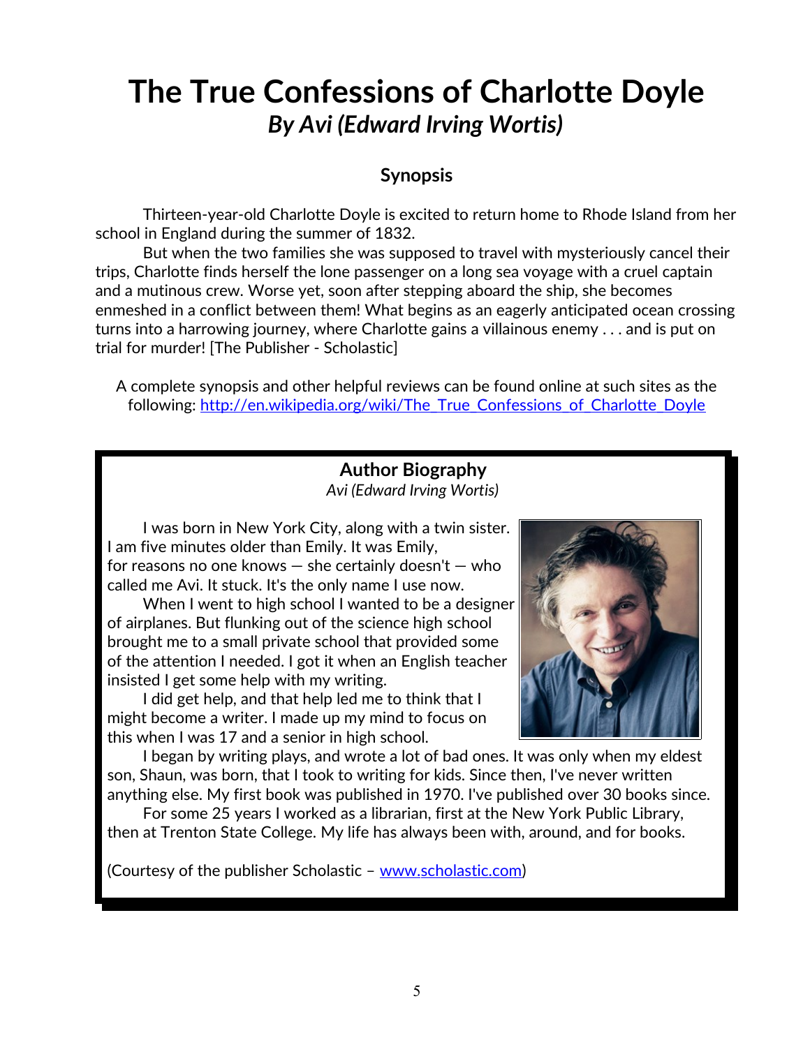# The True Confessions of Charlotte Doyle

***By Avi (Edward Irving Wortis)***

## Synopsis

Thirteen-year-old Charlotte Doyle is excited to return home to Rhode Island from her school in England during the summer of 1832.

But when the two families she was supposed to travel with mysteriously cancel their trips, Charlotte finds herself the lone passenger on a long sea voyage with a cruel captain and a mutinous crew. Worse yet, soon after stepping aboard the ship, she becomes enmeshed in a conflict between them! What begins as an eagerly anticipated ocean crossing turns into a harrowing journey, where Charlotte gains a villainous enemy . . . and is put on trial for murder! [The Publisher - Scholastic]

A complete synopsis and other helpful reviews can be found online at such sites as the following: http://en.wikipedia.org/wiki/The_True_Confessions_of_Charlotte_Doyle

### Author Biography

*Avi (Edward Irving Wortis)*

I was born in New York City, along with a twin sister. I am five minutes older than Emily. It was Emily, for reasons no one knows — she certainly doesn't — who called me Avi. It stuck. It's the only name I use now.

When I went to high school I wanted to be a designer of airplanes. But flunking out of the science high school brought me to a small private school that provided some of the attention I needed. I got it when an English teacher insisted I get some help with my writing.

I did get help, and that help led me to think that I might become a writer. I made up my mind to focus on this when I was 17 and a senior in high school.

I began by writing plays, and wrote a lot of bad ones. It was only when my eldest son, Shaun, was born, that I took to writing for kids. Since then, I've never written anything else. My first book was published in 1970. I've published over 30 books since.

For some 25 years I worked as a librarian, first at the New York Public Library, then at Trenton State College. My life has always been with, around, and for books.

(Courtesy of the publisher Scholastic – www.scholastic.com)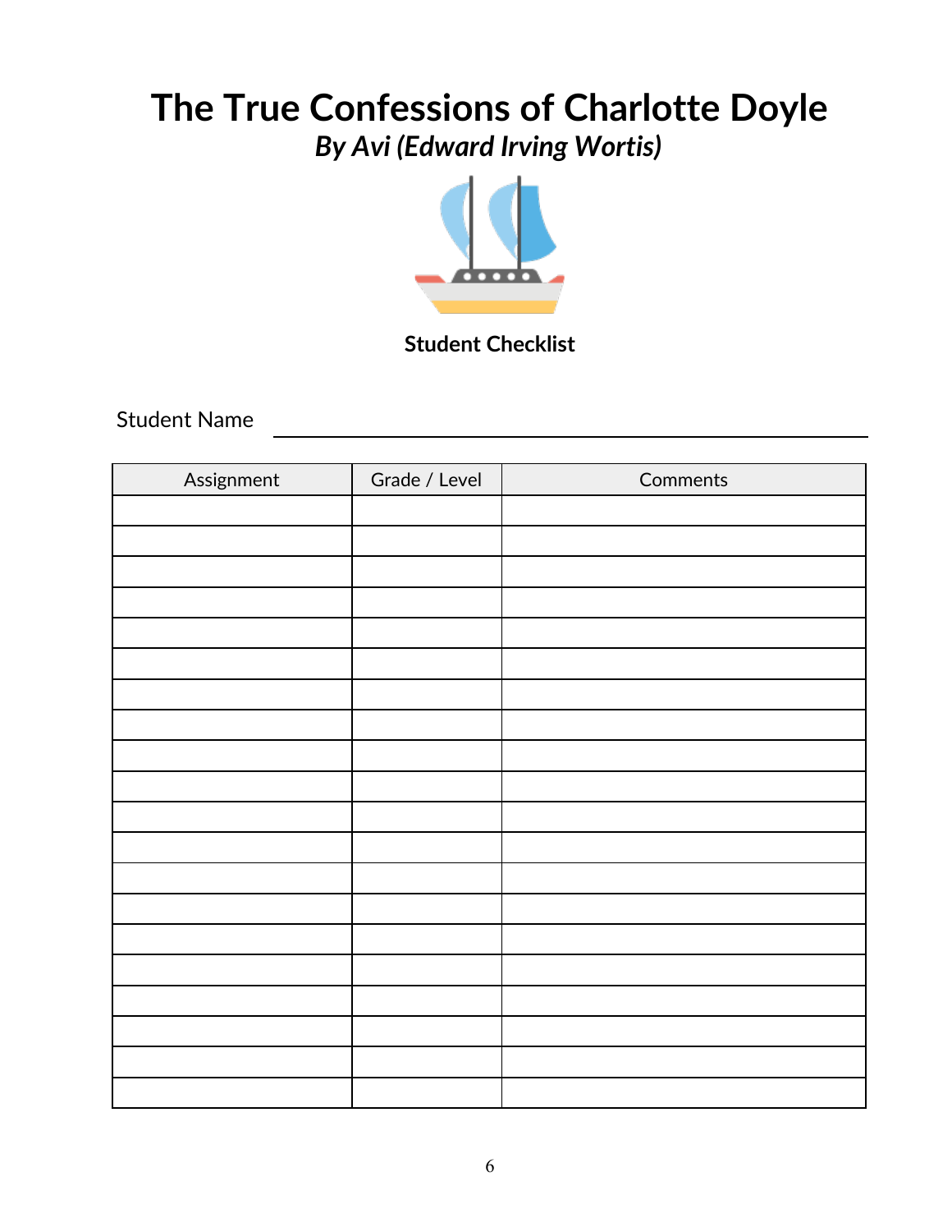# The True Confessions of Charlotte Doyle

## *By Avi (Edward Irving Wortis)*

**Student Checklist**

Student Name ______________________________

| Assignment | Grade / Level | Comments |
|---|---|---|
| | | |
| | | |
| | | |
| | | |
| | | |
| | | |
| | | |
| | | |
| | | |
| | | |
| | | |
| | | |
| | | |
| | | |
| | | |
| | | |
| | | |
| | | |
| | | |
| | | |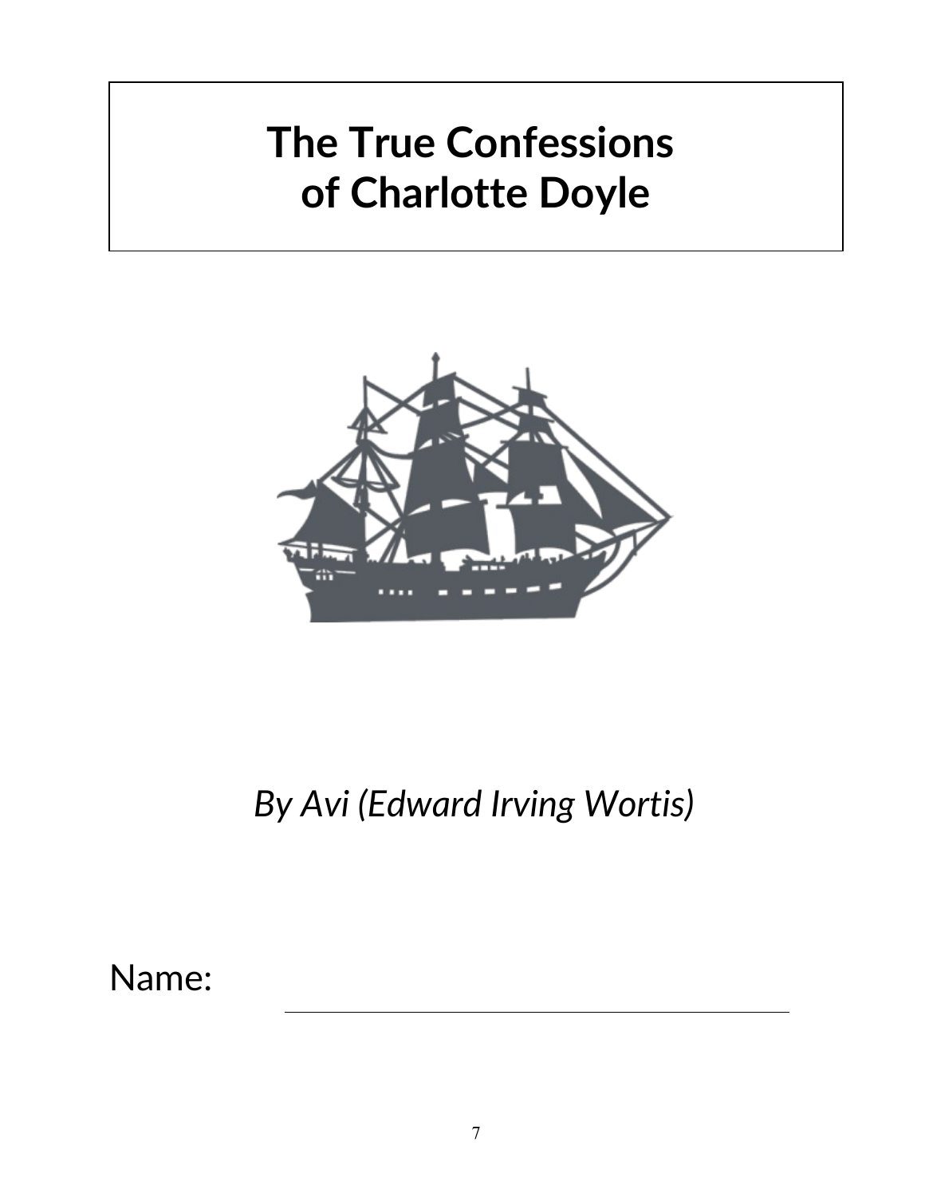# The True Confessions of Charlotte Doyle

*By Avi (Edward Irving Wortis)*

Name: ______________________________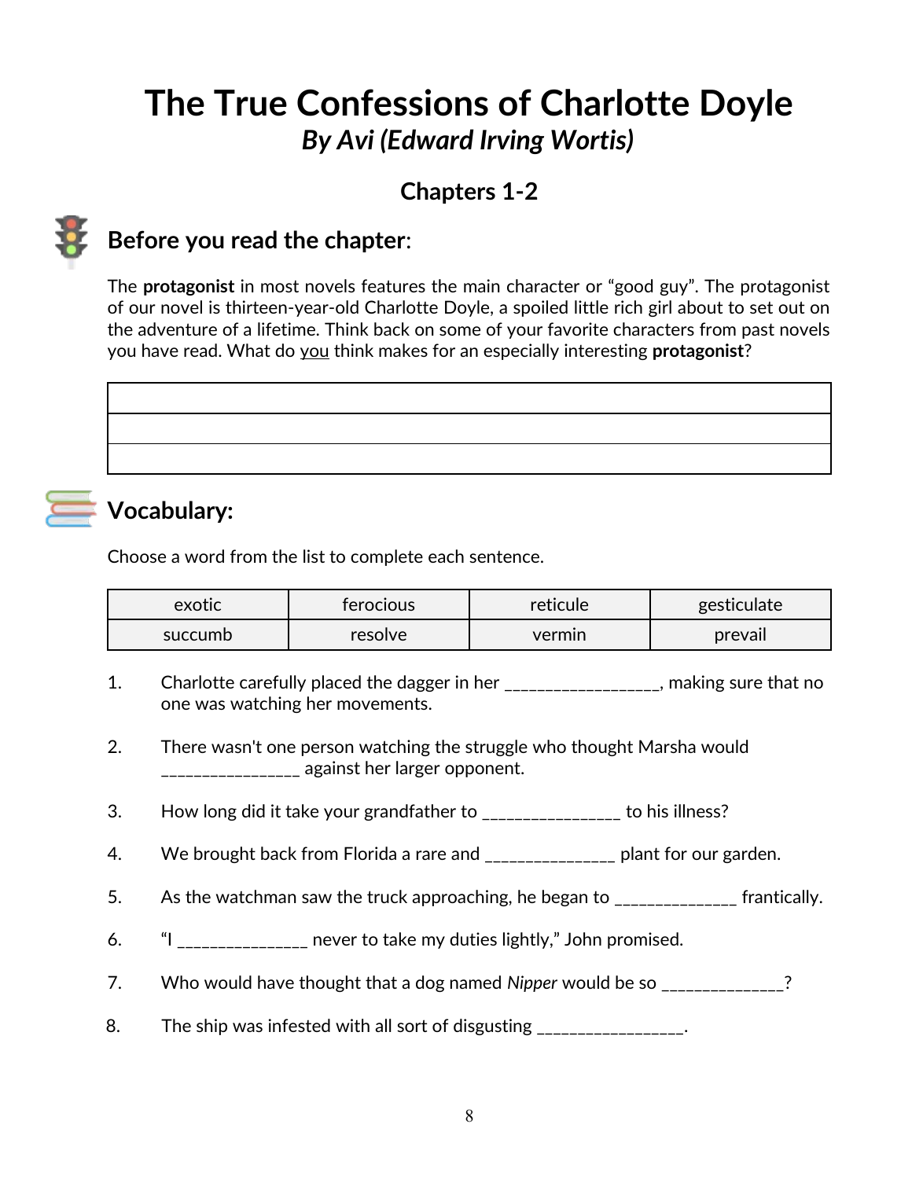# The True Confessions of Charlotte Doyle
### *By Avi (Edward Irving Wortis)*

## Chapters 1-2

## Before you read the chapter:

The **protagonist** in most novels features the main character or "good guy". The protagonist of our novel is thirteen-year-old Charlotte Doyle, a spoiled little rich girl about to set out on the adventure of a lifetime. Think back on some of your favorite characters from past novels you have read. What do you think makes for an especially interesting **protagonist**?

| |
|---|
| |
| |

## Vocabulary:

Choose a word from the list to complete each sentence.

| exotic | ferocious | reticule | gesticulate |
|---|---|---|---|
| succumb | resolve | vermin | prevail |

1. Charlotte carefully placed the dagger in her _________________, making sure that no one was watching her movements.

2. There wasn't one person watching the struggle who thought Marsha would ________________ against her larger opponent.

3. How long did it take your grandfather to ________________ to his illness?

4. We brought back from Florida a rare and _______________ plant for our garden.

5. As the watchman saw the truck approaching, he began to ______________ frantically.

6. "I _______________ never to take my duties lightly," John promised.

7. Who would have thought that a dog named *Nipper* would be so ______________?

8. The ship was infested with all sort of disgusting _________________.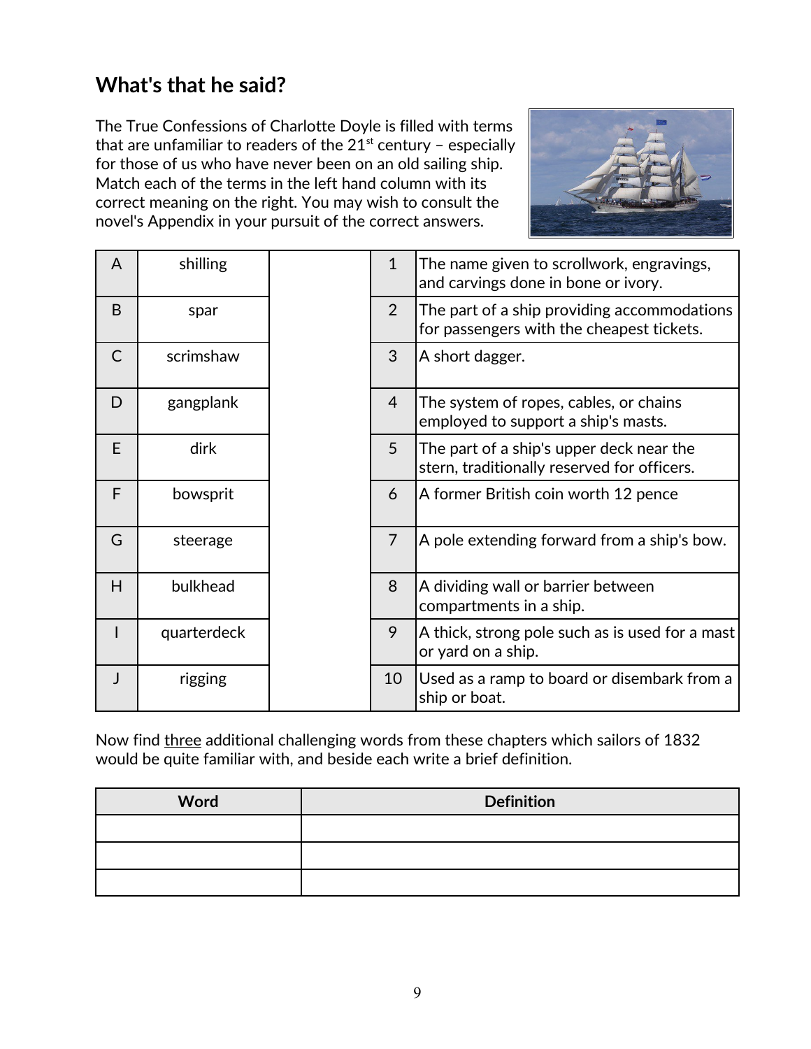## What's that he said?

The True Confessions of Charlotte Doyle is filled with terms that are unfamiliar to readers of the 21st century – especially for those of us who have never been on an old sailing ship. Match each of the terms in the left hand column with its correct meaning on the right. You may wish to consult the novel's Appendix in your pursuit of the correct answers.

| | | | | |
|---|---|---|---|---|
| A | shilling | | 1 | The name given to scrollwork, engravings, and carvings done in bone or ivory. |
| B | spar | | 2 | The part of a ship providing accommodations for passengers with the cheapest tickets. |
| C | scrimshaw | | 3 | A short dagger. |
| D | gangplank | | 4 | The system of ropes, cables, or chains employed to support a ship's masts. |
| E | dirk | | 5 | The part of a ship's upper deck near the stern, traditionally reserved for officers. |
| F | bowsprit | | 6 | A former British coin worth 12 pence |
| G | steerage | | 7 | A pole extending forward from a ship's bow. |
| H | bulkhead | | 8 | A dividing wall or barrier between compartments in a ship. |
| I | quarterdeck | | 9 | A thick, strong pole such as is used for a mast or yard on a ship. |
| J | rigging | | 10 | Used as a ramp to board or disembark from a ship or boat. |

Now find three additional challenging words from these chapters which sailors of 1832 would be quite familiar with, and beside each write a brief definition.

| Word | Definition |
|---|---|
| | |
| | |
| | |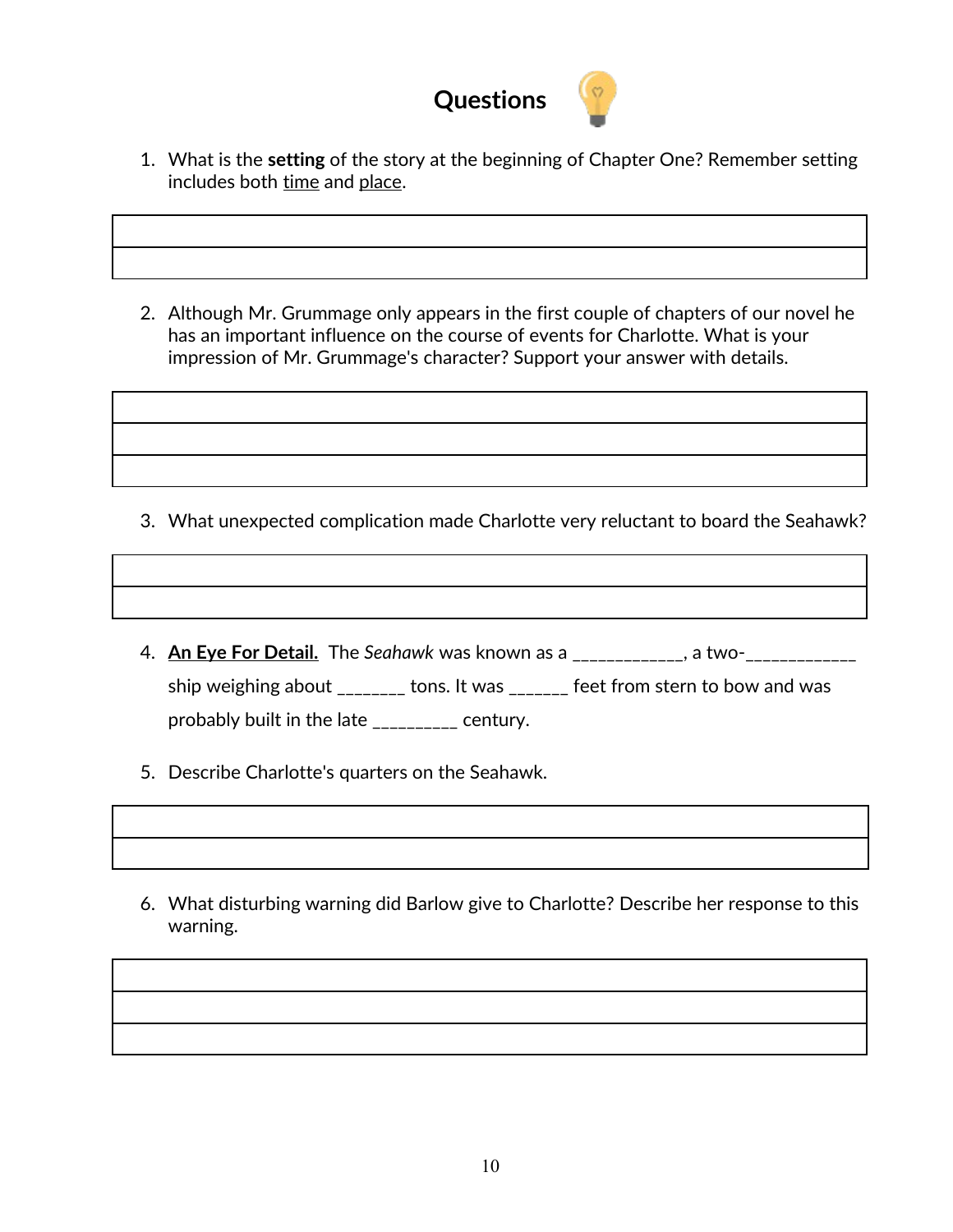# Questions

1. What is the **setting** of the story at the beginning of Chapter One? Remember setting includes both time and place.

| |
|---|
| |

2. Although Mr. Grummage only appears in the first couple of chapters of our novel he has an important influence on the course of events for Charlotte. What is your impression of Mr. Grummage's character? Support your answer with details.

| |
|---|
| |
| |

3. What unexpected complication made Charlotte very reluctant to board the Seahawk?

| |
|---|
| |

4. **An Eye For Detail.** The *Seahawk* was known as a ____________, a two-____________ ship weighing about _______ tons. It was ______ feet from stern to bow and was probably built in the late _________ century.

5. Describe Charlotte's quarters on the Seahawk.

| |
|---|
| |

6. What disturbing warning did Barlow give to Charlotte? Describe her response to this warning.

| |
|---|
| |
| |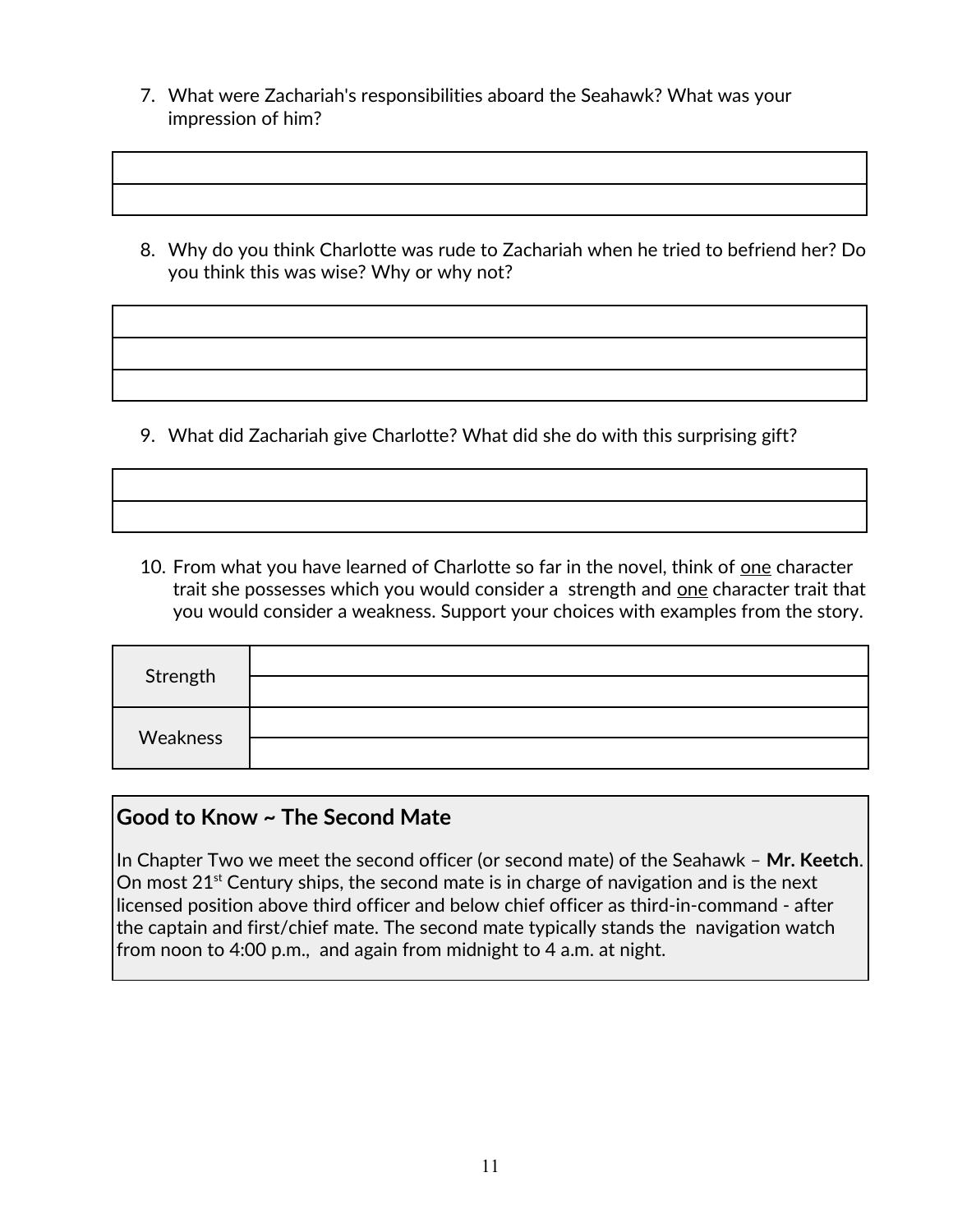7. What were Zachariah's responsibilities aboard the Seahawk? What was your impression of him?

| |
|---|
| |
| |

8. Why do you think Charlotte was rude to Zachariah when he tried to befriend her? Do you think this was wise? Why or why not?

| |
|---|
| |
| |
| |

9. What did Zachariah give Charlotte? What did she do with this surprising gift?

| |
|---|
| |
| |

10. From what you have learned of Charlotte so far in the novel, think of <u>one</u> character trait she possesses which you would consider a strength and <u>one</u> character trait that you would consider a weakness. Support your choices with examples from the story.

| | |
|---|---|
| Strength | |
| | |
| Weakness | |
| | |

**Good to Know ~ The Second Mate**

In Chapter Two we meet the second officer (or second mate) of the Seahawk – **Mr. Keetch**. On most 21st Century ships, the second mate is in charge of navigation and is the next licensed position above third officer and below chief officer as third-in-command - after the captain and first/chief mate. The second mate typically stands the navigation watch from noon to 4:00 p.m., and again from midnight to 4 a.m. at night.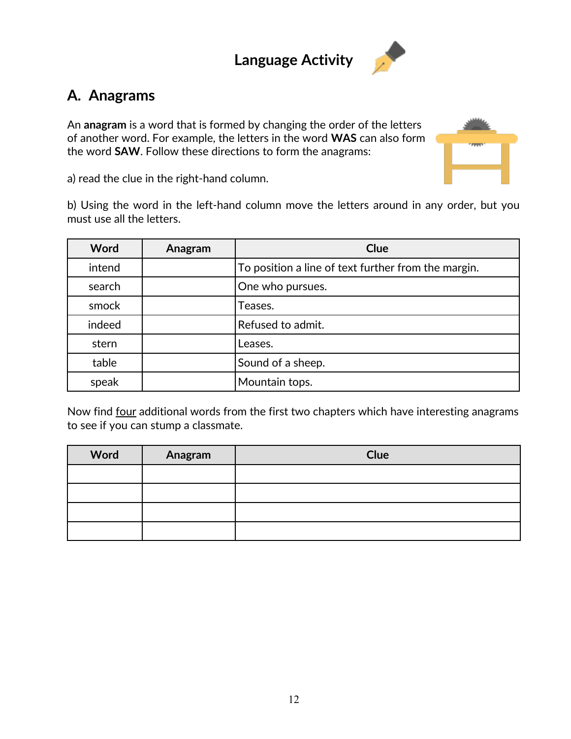# Language Activity

## A. Anagrams

An **anagram** is a word that is formed by changing the order of the letters of another word. For example, the letters in the word **WAS** can also form the word **SAW**. Follow these directions to form the anagrams:

a) read the clue in the right-hand column.

b) Using the word in the left-hand column move the letters around in any order, but you must use all the letters.

| Word | Anagram | Clue |
|---|---|---|
| intend | | To position a line of text further from the margin. |
| search | | One who pursues. |
| smock | | Teases. |
| indeed | | Refused to admit. |
| stern | | Leases. |
| table | | Sound of a sheep. |
| speak | | Mountain tops. |

Now find four additional words from the first two chapters which have interesting anagrams to see if you can stump a classmate.

| Word | Anagram | Clue |
|---|---|---|
| | | |
| | | |
| | | |
| | | |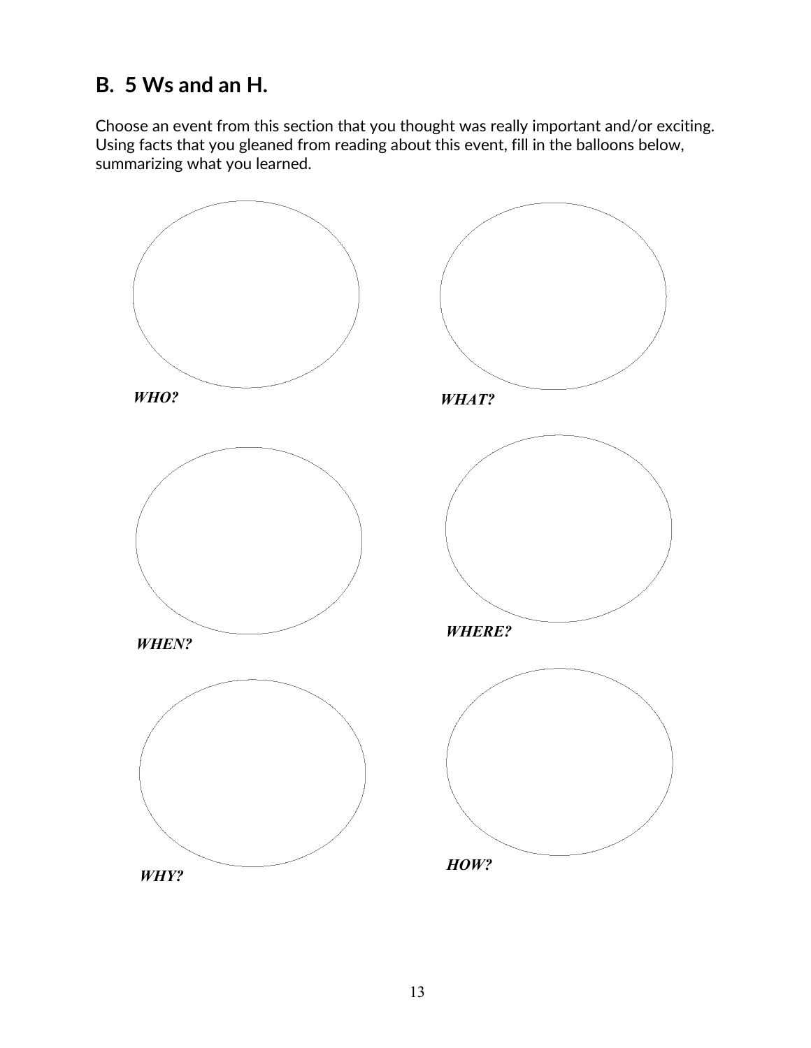## B. 5 Ws and an H.

Choose an event from this section that you thought was really important and/or exciting. Using facts that you gleaned from reading about this event, fill in the balloons below, summarizing what you learned.

***WHO?***

***WHAT?***

***WHEN?***

***WHERE?***

***WHY?***

***HOW?***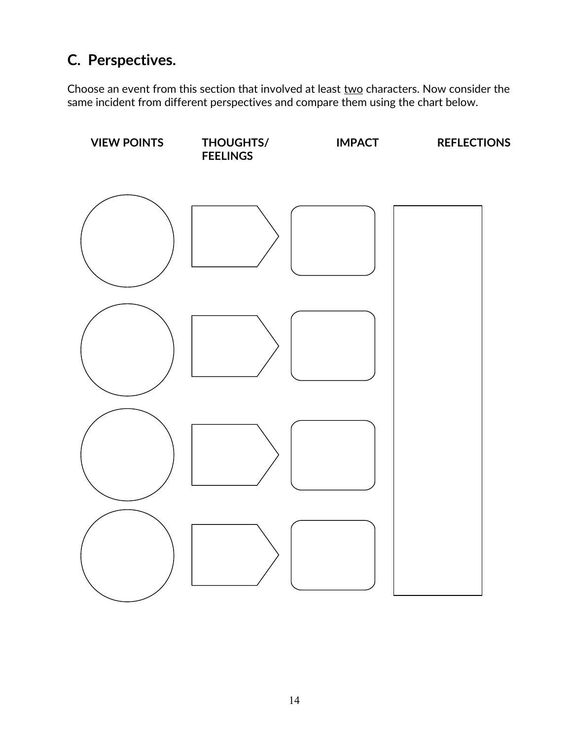## C. Perspectives.

Choose an event from this section that involved at least <u>two</u> characters. Now consider the same incident from different perspectives and compare them using the chart below.

| VIEW POINTS | THOUGHTS/ FEELINGS | IMPACT | REFLECTIONS |
|---|---|---|---|
| | | | |
| | | | |
| | | | |
| | | | |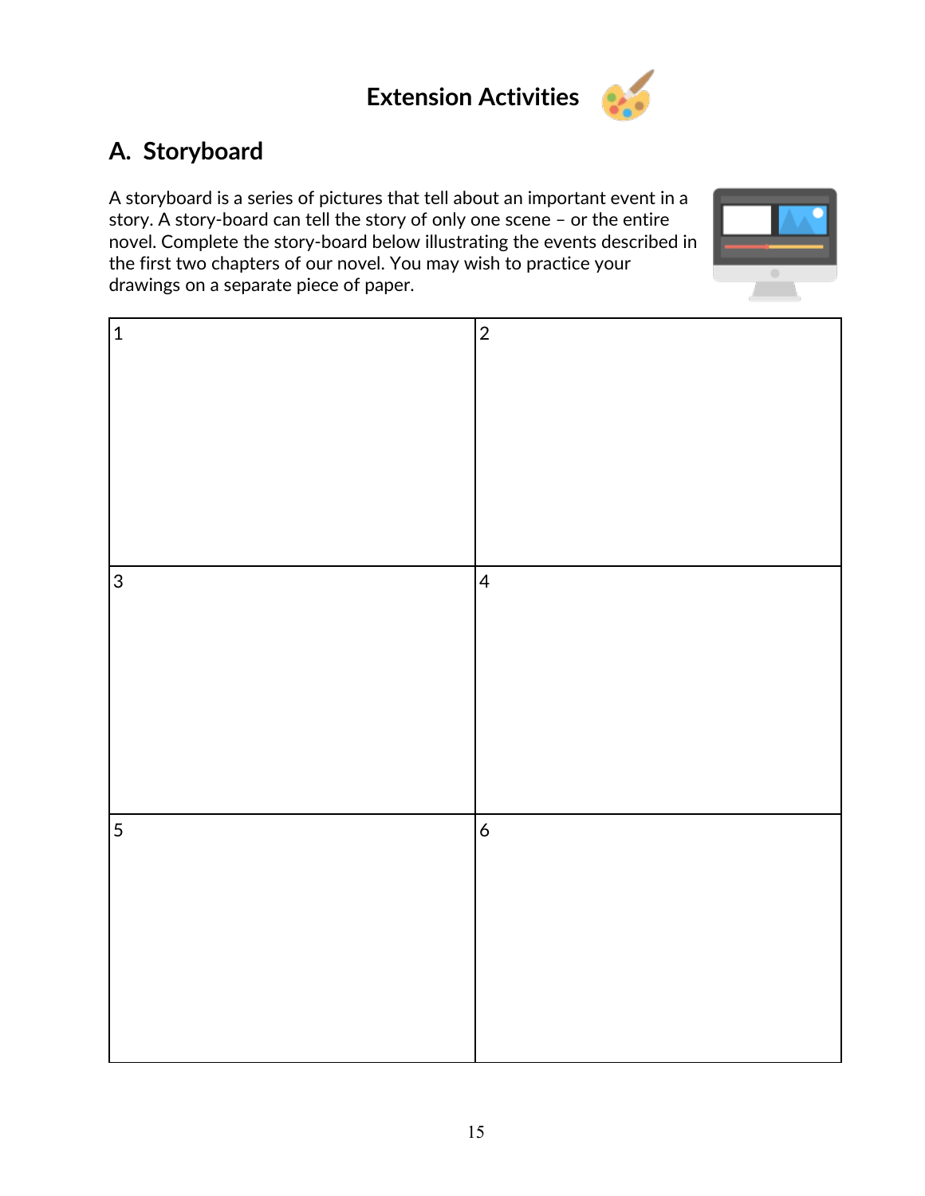# Extension Activities

## A. Storyboard

A storyboard is a series of pictures that tell about an important event in a story. A story-board can tell the story of only one scene – or the entire novel. Complete the story-board below illustrating the events described in the first two chapters of our novel. You may wish to practice your drawings on a separate piece of paper.

| 1 | 2 |
|---|---|
| 3 | 4 |
| 5 | 6 |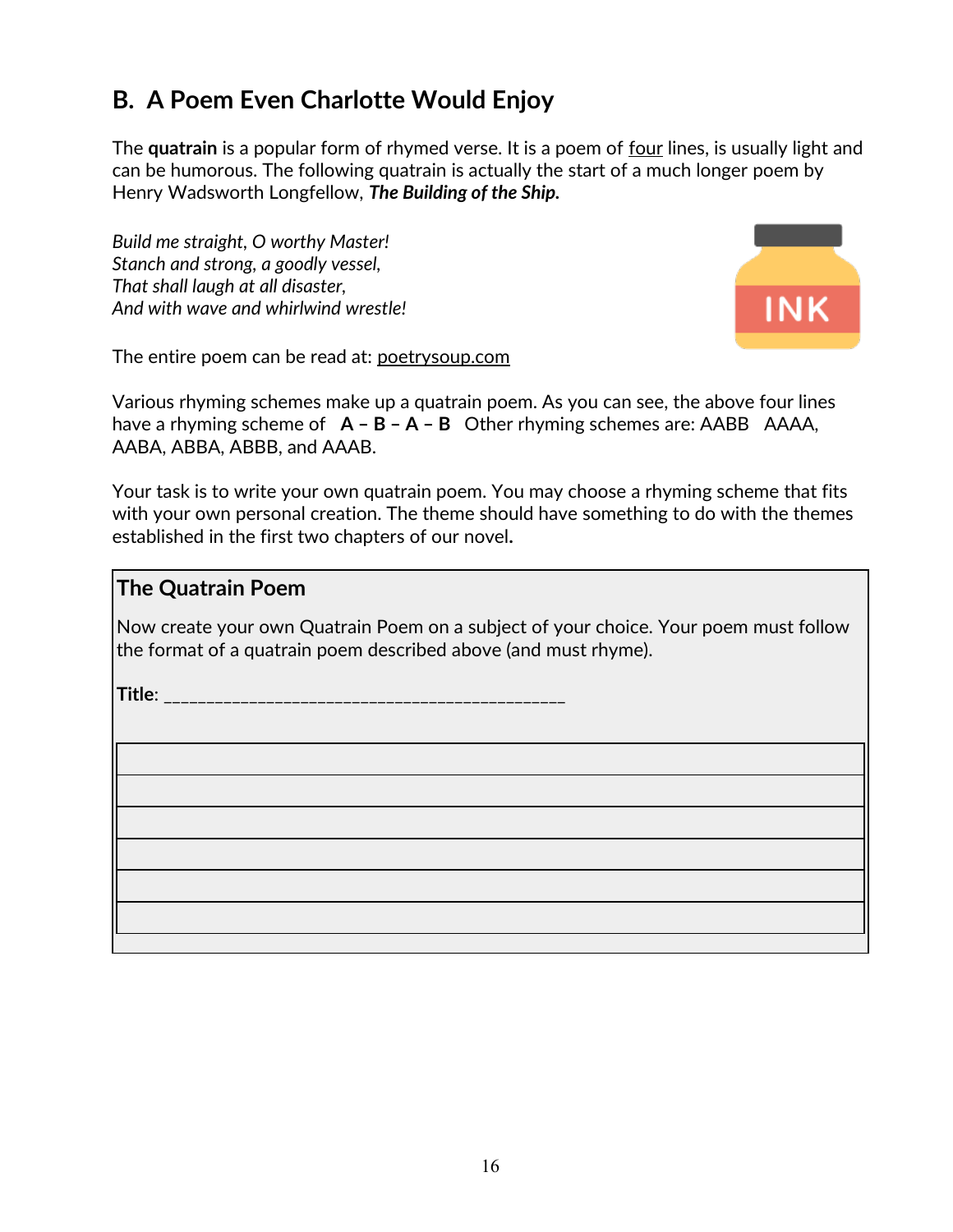## B. A Poem Even Charlotte Would Enjoy

The **quatrain** is a popular form of rhymed verse. It is a poem of four lines, is usually light and can be humorous. The following quatrain is actually the start of a much longer poem by Henry Wadsworth Longfellow, ***The Building of the Ship.***

*Build me straight, O worthy Master!*
*Stanch and strong, a goodly vessel,*
*That shall laugh at all disaster,*
*And with wave and whirlwind wrestle!*

The entire poem can be read at: poetrysoup.com

Various rhyming schemes make up a quatrain poem. As you can see, the above four lines have a rhyming scheme of **A – B – A – B** Other rhyming schemes are: AABB AAAA, AABA, ABBA, ABBB, and AAAB.

Your task is to write your own quatrain poem. You may choose a rhyming scheme that fits with your own personal creation. The theme should have something to do with the themes established in the first two chapters of our novel**.**

### The Quatrain Poem

Now create your own Quatrain Poem on a subject of your choice. Your poem must follow the format of a quatrain poem described above (and must rhyme).

**Title**: ____________________________________________

| |
|---|
| |
| |
| |
| |
| |
| |